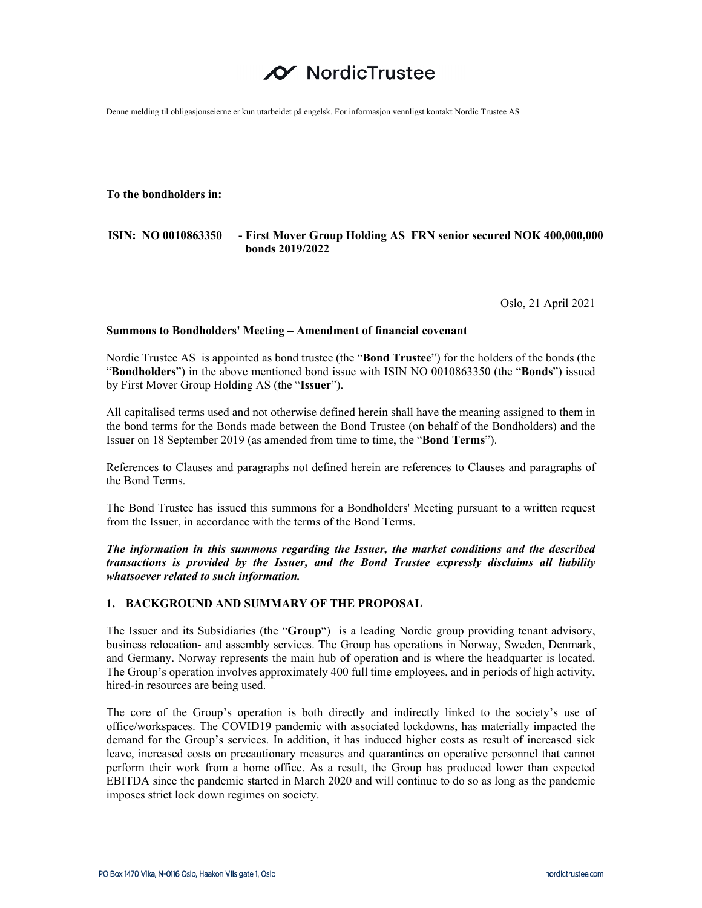NordicTrustee

Denne melding til obligasjonseierne er kun utarbeidet på engelsk. For informasjon vennligst kontakt Nordic Trustee AS

**To the bondholders in:**

**ISIN: NO 0010863350 - First Mover Group Holding AS FRN senior secured NOK 400,000,000 bonds 2019/2022**

Oslo, 21 April 2021

**Summons to Bondholders' Meeting – Amendment of financial covenant**

Nordic Trustee AS is appointed as bond trustee (the "**Bond Trustee**") for the holders of the bonds (the "**Bondholders**") in the above mentioned bond issue with ISIN NO 0010863350 (the "**Bonds**") issued by First Mover Group Holding AS (the "**Issuer**").

All capitalised terms used and not otherwise defined herein shall have the meaning assigned to them in the bond terms for the Bonds made between the Bond Trustee (on behalf of the Bondholders) and the Issuer on 18 September 2019 (as amended from time to time, the "**Bond Terms**").

References to Clauses and paragraphs not defined herein are references to Clauses and paragraphs of the Bond Terms.

The Bond Trustee has issued this summons for a Bondholders' Meeting pursuant to a written request from the Issuer, in accordance with the terms of the Bond Terms.

***The information in this summons regarding the Issuer, the market conditions and the described transactions is provided by the Issuer, and the Bond Trustee expressly disclaims all liability whatsoever related to such information.***

## 1. BACKGROUND AND SUMMARY OF THE PROPOSAL

The Issuer and its Subsidiaries (the "**Group**") is a leading Nordic group providing tenant advisory, business relocation- and assembly services. The Group has operations in Norway, Sweden, Denmark, and Germany. Norway represents the main hub of operation and is where the headquarter is located. The Group's operation involves approximately 400 full time employees, and in periods of high activity, hired-in resources are being used.

The core of the Group's operation is both directly and indirectly linked to the society's use of office/workspaces. The COVID19 pandemic with associated lockdowns, has materially impacted the demand for the Group's services. In addition, it has induced higher costs as result of increased sick leave, increased costs on precautionary measures and quarantines on operative personnel that cannot perform their work from a home office. As a result, the Group has produced lower than expected EBITDA since the pandemic started in March 2020 and will continue to do so as long as the pandemic imposes strict lock down regimes on society.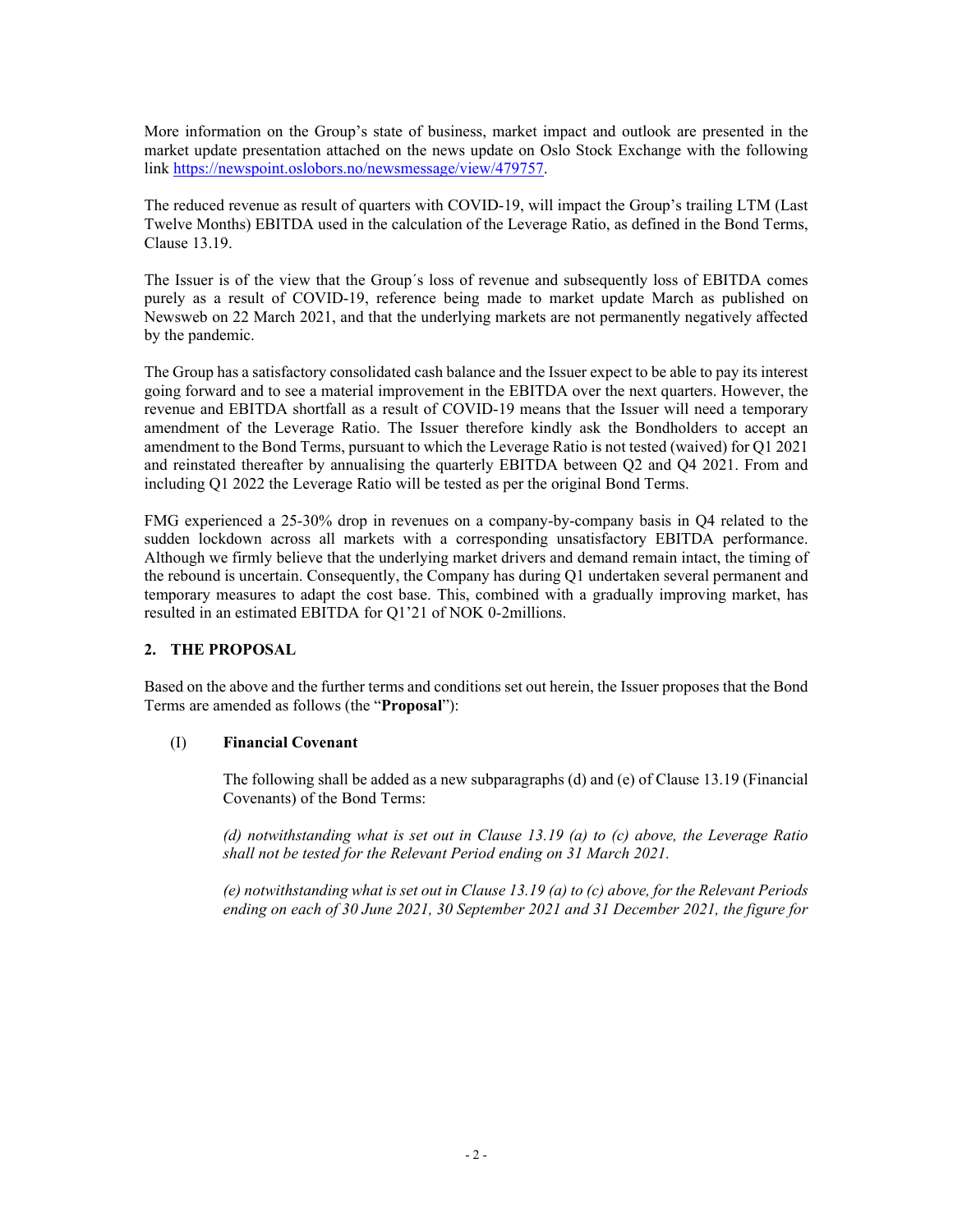More information on the Group's state of business, market impact and outlook are presented in the market update presentation attached on the news update on Oslo Stock Exchange with the following link https://newspoint.oslobors.no/newsmessage/view/479757.

The reduced revenue as result of quarters with COVID-19, will impact the Group's trailing LTM (Last Twelve Months) EBITDA used in the calculation of the Leverage Ratio, as defined in the Bond Terms, Clause 13.19.

The Issuer is of the view that the Group´s loss of revenue and subsequently loss of EBITDA comes purely as a result of COVID-19, reference being made to market update March as published on Newsweb on 22 March 2021, and that the underlying markets are not permanently negatively affected by the pandemic.

The Group has a satisfactory consolidated cash balance and the Issuer expect to be able to pay its interest going forward and to see a material improvement in the EBITDA over the next quarters. However, the revenue and EBITDA shortfall as a result of COVID-19 means that the Issuer will need a temporary amendment of the Leverage Ratio. The Issuer therefore kindly ask the Bondholders to accept an amendment to the Bond Terms, pursuant to which the Leverage Ratio is not tested (waived) for Q1 2021 and reinstated thereafter by annualising the quarterly EBITDA between Q2 and Q4 2021. From and including Q1 2022 the Leverage Ratio will be tested as per the original Bond Terms.

FMG experienced a 25-30% drop in revenues on a company-by-company basis in Q4 related to the sudden lockdown across all markets with a corresponding unsatisfactory EBITDA performance. Although we firmly believe that the underlying market drivers and demand remain intact, the timing of the rebound is uncertain. Consequently, the Company has during Q1 undertaken several permanent and temporary measures to adapt the cost base. This, combined with a gradually improving market, has resulted in an estimated EBITDA for Q1'21 of NOK 0-2millions.

## 2. THE PROPOSAL

Based on the above and the further terms and conditions set out herein, the Issuer proposes that the Bond Terms are amended as follows (the "**Proposal**"):

(I) **Financial Covenant**

The following shall be added as a new subparagraphs (d) and (e) of Clause 13.19 (Financial Covenants) of the Bond Terms:

*(d) notwithstanding what is set out in Clause 13.19 (a) to (c) above, the Leverage Ratio shall not be tested for the Relevant Period ending on 31 March 2021.*

*(e) notwithstanding what is set out in Clause 13.19 (a) to (c) above, for the Relevant Periods ending on each of 30 June 2021, 30 September 2021 and 31 December 2021, the figure for*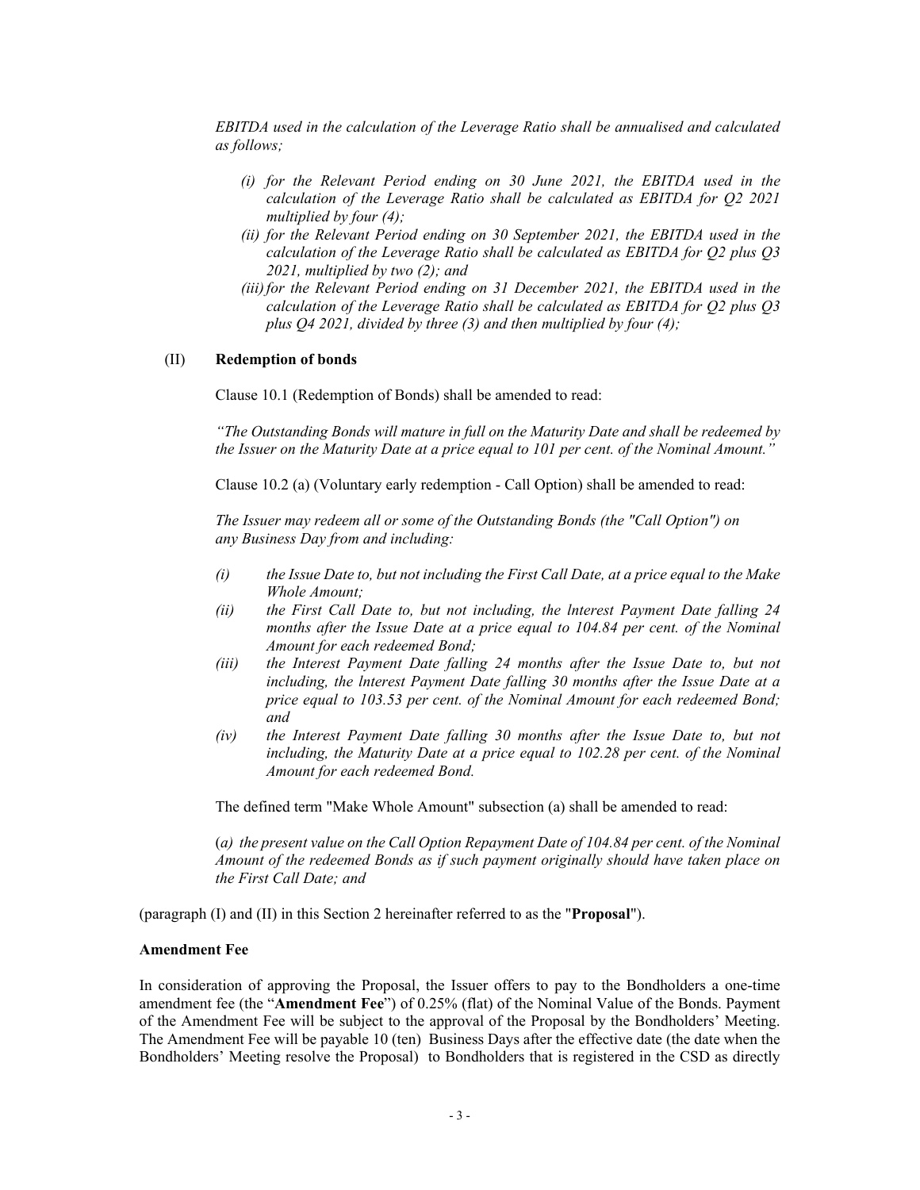*EBITDA used in the calculation of the Leverage Ratio shall be annualised and calculated as follows;*

- *(i) for the Relevant Period ending on 30 June 2021, the EBITDA used in the calculation of the Leverage Ratio shall be calculated as EBITDA for Q2 2021 multiplied by four (4);*
- *(ii) for the Relevant Period ending on 30 September 2021, the EBITDA used in the calculation of the Leverage Ratio shall be calculated as EBITDA for Q2 plus Q3 2021, multiplied by two (2); and*
- *(iii) for the Relevant Period ending on 31 December 2021, the EBITDA used in the calculation of the Leverage Ratio shall be calculated as EBITDA for Q2 plus Q3 plus Q4 2021, divided by three (3) and then multiplied by four (4);*

(II) **Redemption of bonds**

Clause 10.1 (Redemption of Bonds) shall be amended to read:

*"The Outstanding Bonds will mature in full on the Maturity Date and shall be redeemed by the Issuer on the Maturity Date at a price equal to 101 per cent. of the Nominal Amount."*

Clause 10.2 (a) (Voluntary early redemption - Call Option) shall be amended to read:

*The Issuer may redeem all or some of the Outstanding Bonds (the "Call Option") on any Business Day from and including:*

- *(i) the Issue Date to, but not including the First Call Date, at a price equal to the Make Whole Amount;*
- *(ii) the First Call Date to, but not including, the lnterest Payment Date falling 24 months after the Issue Date at a price equal to 104.84 per cent. of the Nominal Amount for each redeemed Bond;*
- *(iii) the Interest Payment Date falling 24 months after the Issue Date to, but not including, the lnterest Payment Date falling 30 months after the Issue Date at a price equal to 103.53 per cent. of the Nominal Amount for each redeemed Bond; and*
- *(iv) the Interest Payment Date falling 30 months after the Issue Date to, but not including, the Maturity Date at a price equal to 102.28 per cent. of the Nominal Amount for each redeemed Bond.*

The defined term "Make Whole Amount" subsection (a) shall be amended to read:

(*a) the present value on the Call Option Repayment Date of 104.84 per cent. of the Nominal Amount of the redeemed Bonds as if such payment originally should have taken place on the First Call Date; and*

(paragraph (I) and (II) in this Section 2 hereinafter referred to as the "**Proposal**").

**Amendment Fee**

In consideration of approving the Proposal, the Issuer offers to pay to the Bondholders a one-time amendment fee (the "**Amendment Fee**") of 0.25% (flat) of the Nominal Value of the Bonds. Payment of the Amendment Fee will be subject to the approval of the Proposal by the Bondholders' Meeting. The Amendment Fee will be payable 10 (ten) Business Days after the effective date (the date when the Bondholders' Meeting resolve the Proposal) to Bondholders that is registered in the CSD as directly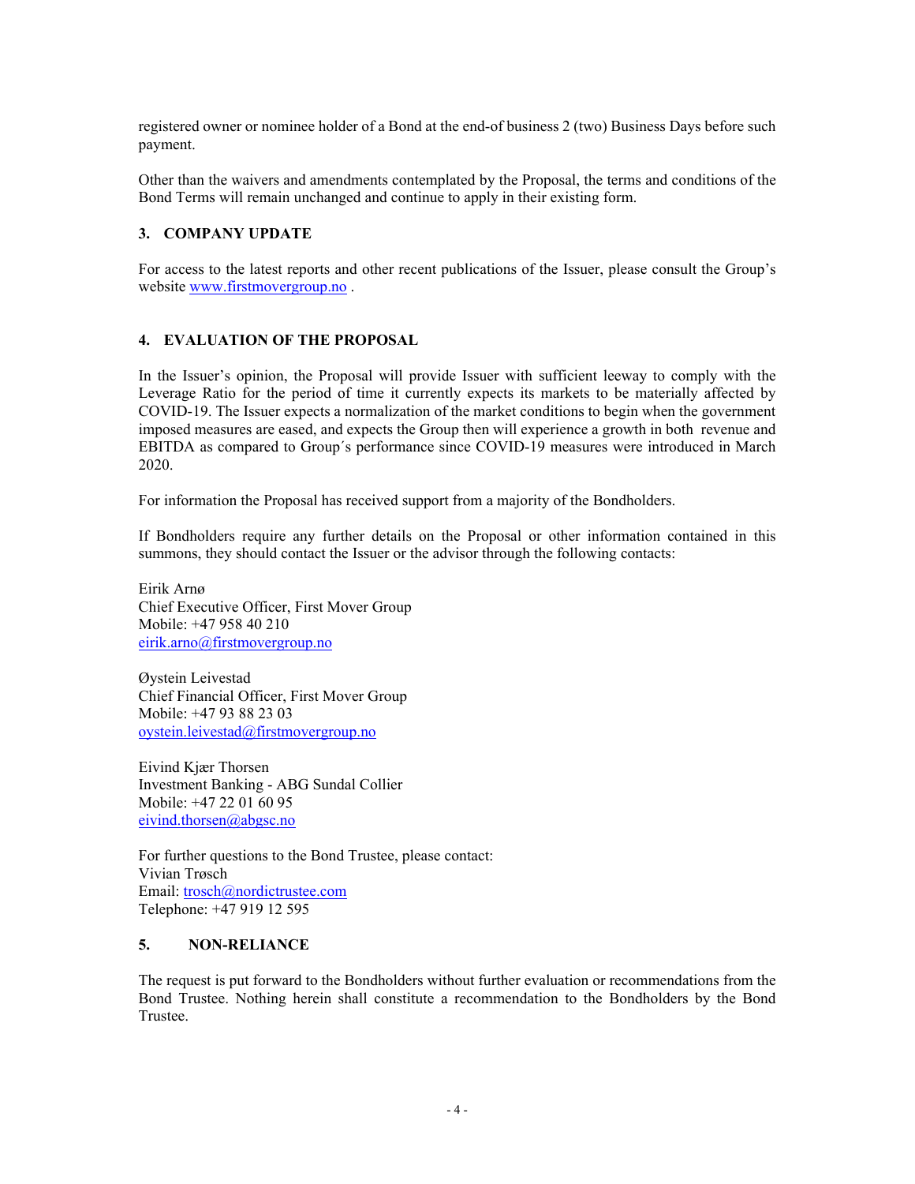registered owner or nominee holder of a Bond at the end-of business 2 (two) Business Days before such payment.

Other than the waivers and amendments contemplated by the Proposal, the terms and conditions of the Bond Terms will remain unchanged and continue to apply in their existing form.

## 3. COMPANY UPDATE

For access to the latest reports and other recent publications of the Issuer, please consult the Group's website www.firstmovergroup.no .

## 4. EVALUATION OF THE PROPOSAL

In the Issuer's opinion, the Proposal will provide Issuer with sufficient leeway to comply with the Leverage Ratio for the period of time it currently expects its markets to be materially affected by COVID-19. The Issuer expects a normalization of the market conditions to begin when the government imposed measures are eased, and expects the Group then will experience a growth in both revenue and EBITDA as compared to Group´s performance since COVID-19 measures were introduced in March 2020.

For information the Proposal has received support from a majority of the Bondholders.

If Bondholders require any further details on the Proposal or other information contained in this summons, they should contact the Issuer or the advisor through the following contacts:

Eirik Arnø
Chief Executive Officer, First Mover Group
Mobile: +47 958 40 210
eirik.arno@firstmovergroup.no

Øystein Leivestad
Chief Financial Officer, First Mover Group
Mobile: +47 93 88 23 03
oystein.leivestad@firstmovergroup.no

Eivind Kjær Thorsen
Investment Banking - ABG Sundal Collier
Mobile: +47 22 01 60 95
eivind.thorsen@abgsc.no

For further questions to the Bond Trustee, please contact:
Vivian Trøsch
Email: trosch@nordictrustee.com
Telephone: +47 919 12 595

## 5. NON-RELIANCE

The request is put forward to the Bondholders without further evaluation or recommendations from the Bond Trustee. Nothing herein shall constitute a recommendation to the Bondholders by the Bond Trustee.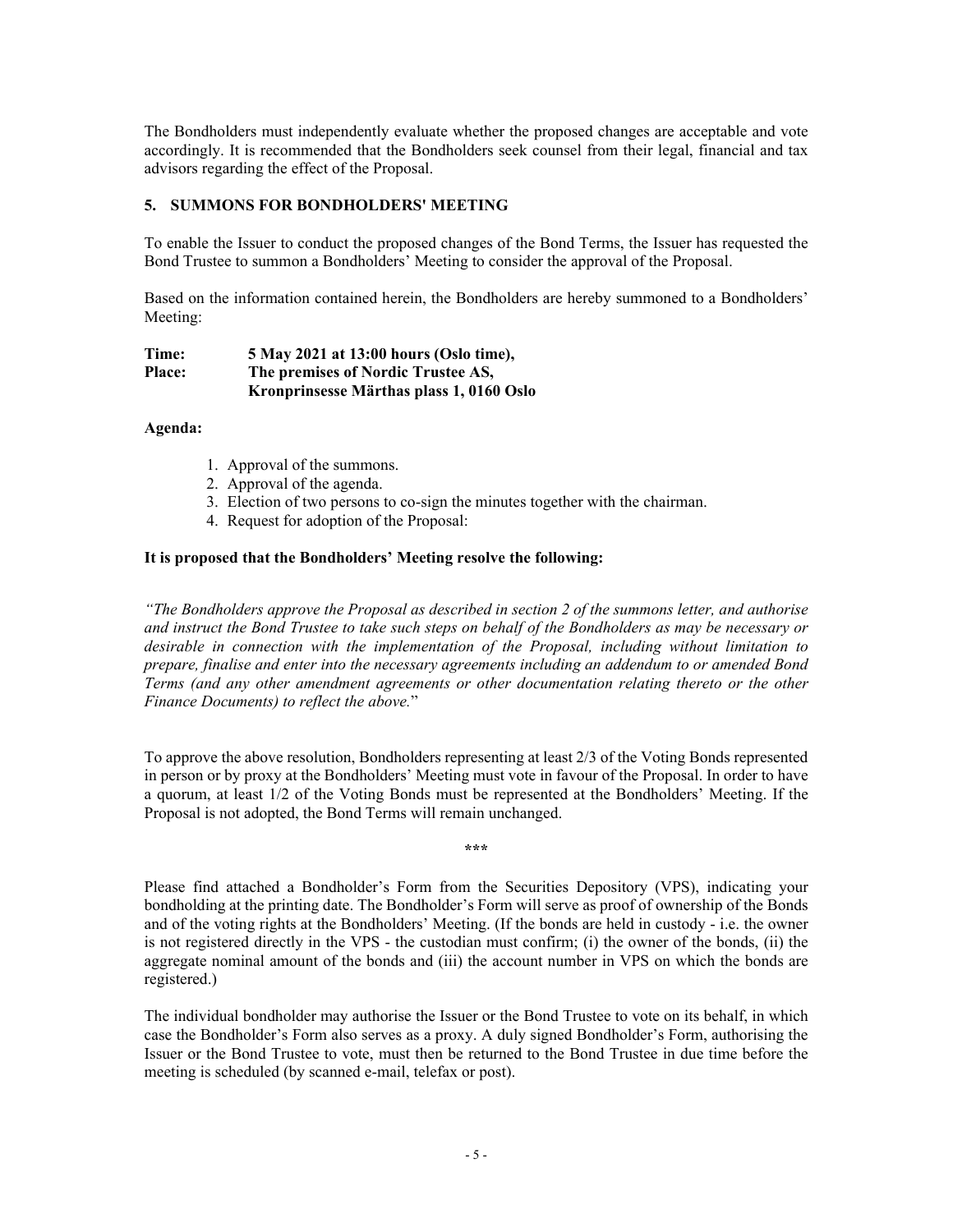The Bondholders must independently evaluate whether the proposed changes are acceptable and vote accordingly. It is recommended that the Bondholders seek counsel from their legal, financial and tax advisors regarding the effect of the Proposal.

## 5. SUMMONS FOR BONDHOLDERS' MEETING

To enable the Issuer to conduct the proposed changes of the Bond Terms, the Issuer has requested the Bond Trustee to summon a Bondholders' Meeting to consider the approval of the Proposal.

Based on the information contained herein, the Bondholders are hereby summoned to a Bondholders' Meeting:

**Time:** **5 May 2021 at 13:00 hours (Oslo time),**
**Place:** **The premises of Nordic Trustee AS,**
**Kronprinsesse Märthas plass 1, 0160 Oslo**

**Agenda:**

1. Approval of the summons.
2. Approval of the agenda.
3. Election of two persons to co-sign the minutes together with the chairman.
4. Request for adoption of the Proposal:

**It is proposed that the Bondholders' Meeting resolve the following:**

*"The Bondholders approve the Proposal as described in section 2 of the summons letter, and authorise and instruct the Bond Trustee to take such steps on behalf of the Bondholders as may be necessary or desirable in connection with the implementation of the Proposal, including without limitation to prepare, finalise and enter into the necessary agreements including an addendum to or amended Bond Terms (and any other amendment agreements or other documentation relating thereto or the other Finance Documents) to reflect the above.*"

To approve the above resolution, Bondholders representing at least 2/3 of the Voting Bonds represented in person or by proxy at the Bondholders' Meeting must vote in favour of the Proposal. In order to have a quorum, at least 1/2 of the Voting Bonds must be represented at the Bondholders' Meeting. If the Proposal is not adopted, the Bond Terms will remain unchanged.

\*\*\*

Please find attached a Bondholder's Form from the Securities Depository (VPS), indicating your bondholding at the printing date. The Bondholder's Form will serve as proof of ownership of the Bonds and of the voting rights at the Bondholders' Meeting. (If the bonds are held in custody - i.e. the owner is not registered directly in the VPS - the custodian must confirm; (i) the owner of the bonds, (ii) the aggregate nominal amount of the bonds and (iii) the account number in VPS on which the bonds are registered.)

The individual bondholder may authorise the Issuer or the Bond Trustee to vote on its behalf, in which case the Bondholder's Form also serves as a proxy. A duly signed Bondholder's Form, authorising the Issuer or the Bond Trustee to vote, must then be returned to the Bond Trustee in due time before the meeting is scheduled (by scanned e-mail, telefax or post).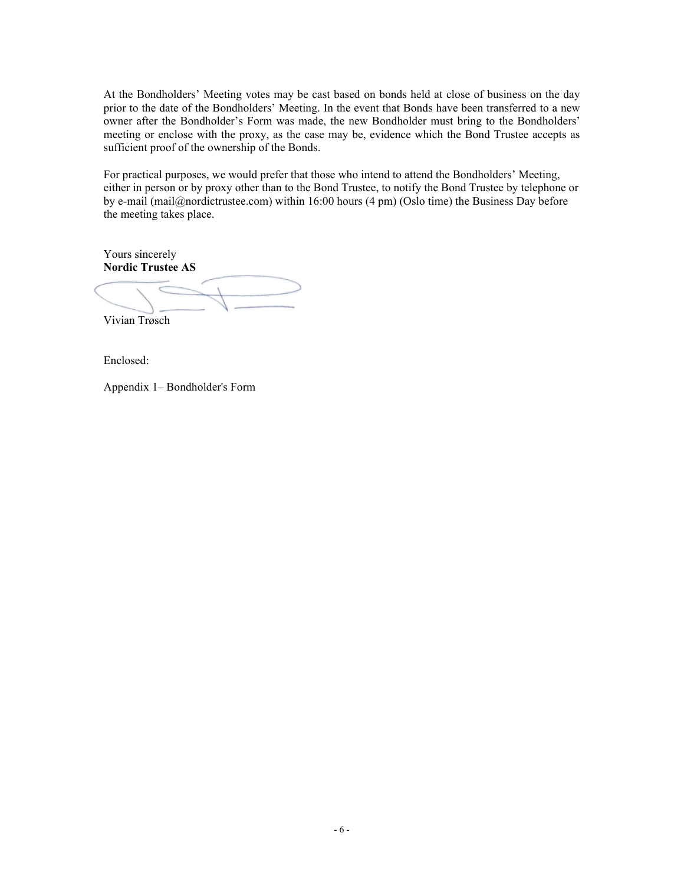At the Bondholders' Meeting votes may be cast based on bonds held at close of business on the day prior to the date of the Bondholders' Meeting. In the event that Bonds have been transferred to a new owner after the Bondholder's Form was made, the new Bondholder must bring to the Bondholders' meeting or enclose with the proxy, as the case may be, evidence which the Bond Trustee accepts as sufficient proof of the ownership of the Bonds.

For practical purposes, we would prefer that those who intend to attend the Bondholders' Meeting, either in person or by proxy other than to the Bond Trustee, to notify the Bond Trustee by telephone or by e-mail (mail@nordictrustee.com) within 16:00 hours (4 pm) (Oslo time) the Business Day before the meeting takes place.

Yours sincerely
**Nordic Trustee AS**

Vivian Trøsch

Enclosed:

Appendix 1– Bondholder's Form